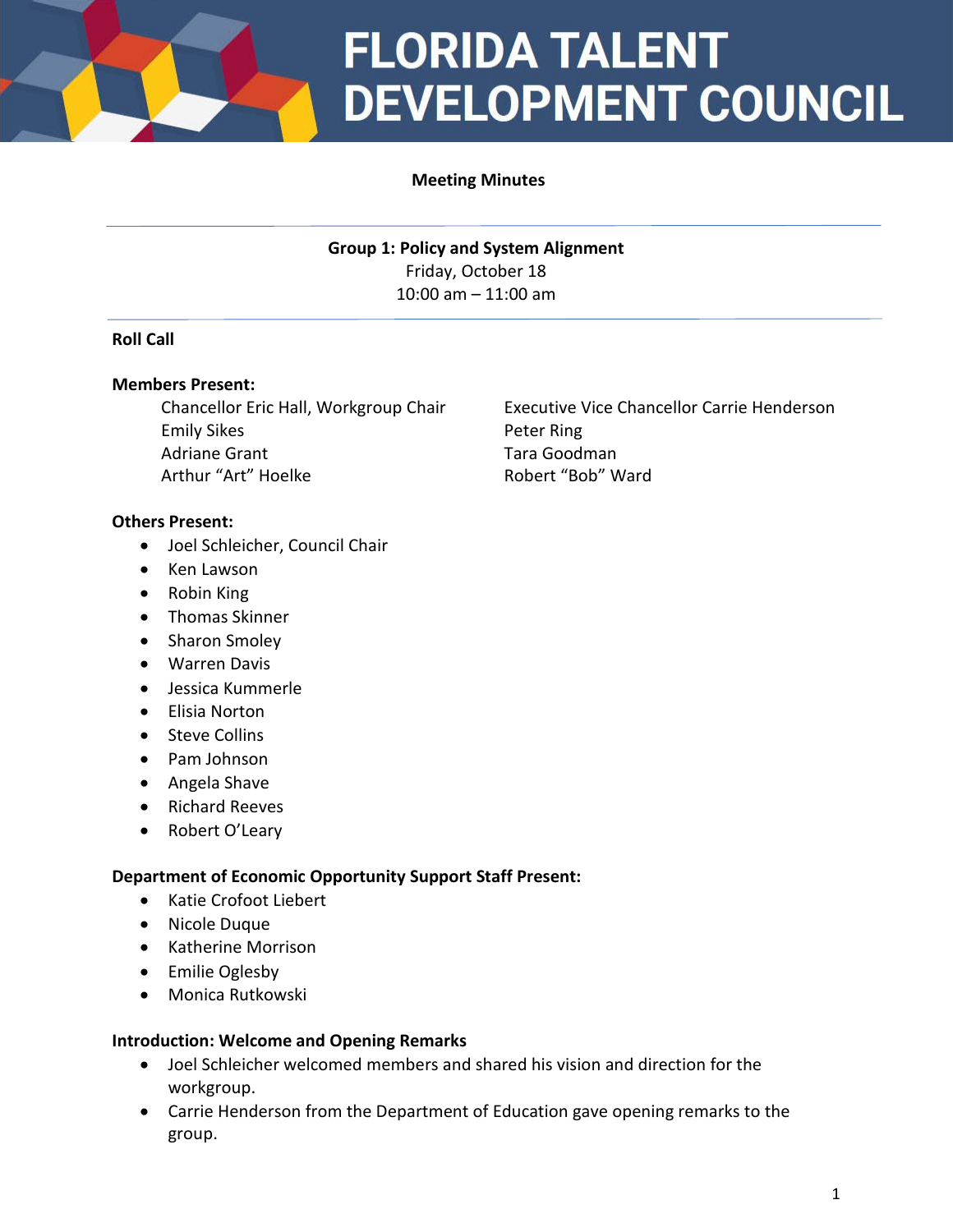# FLORIDA TALENT DEVELOPMENT COUNCIL

**Meeting Minutes**

---

**Group 1: Policy and System Alignment**
Friday, October 18
10:00 am – 11:00 am

---

**Roll Call**

**Members Present:**

Chancellor Eric Hall, Workgroup Chair
Emily Sikes
Adriane Grant
Arthur "Art" Hoelke
Executive Vice Chancellor Carrie Henderson
Peter Ring
Tara Goodman
Robert "Bob" Ward

**Others Present:**

- Joel Schleicher, Council Chair
- Ken Lawson
- Robin King
- Thomas Skinner
- Sharon Smoley
- Warren Davis
- Jessica Kummerle
- Elisia Norton
- Steve Collins
- Pam Johnson
- Angela Shave
- Richard Reeves
- Robert O'Leary

**Department of Economic Opportunity Support Staff Present:**

- Katie Crofoot Liebert
- Nicole Duque
- Katherine Morrison
- Emilie Oglesby
- Monica Rutkowski

**Introduction: Welcome and Opening Remarks**

- Joel Schleicher welcomed members and shared his vision and direction for the workgroup.
- Carrie Henderson from the Department of Education gave opening remarks to the group.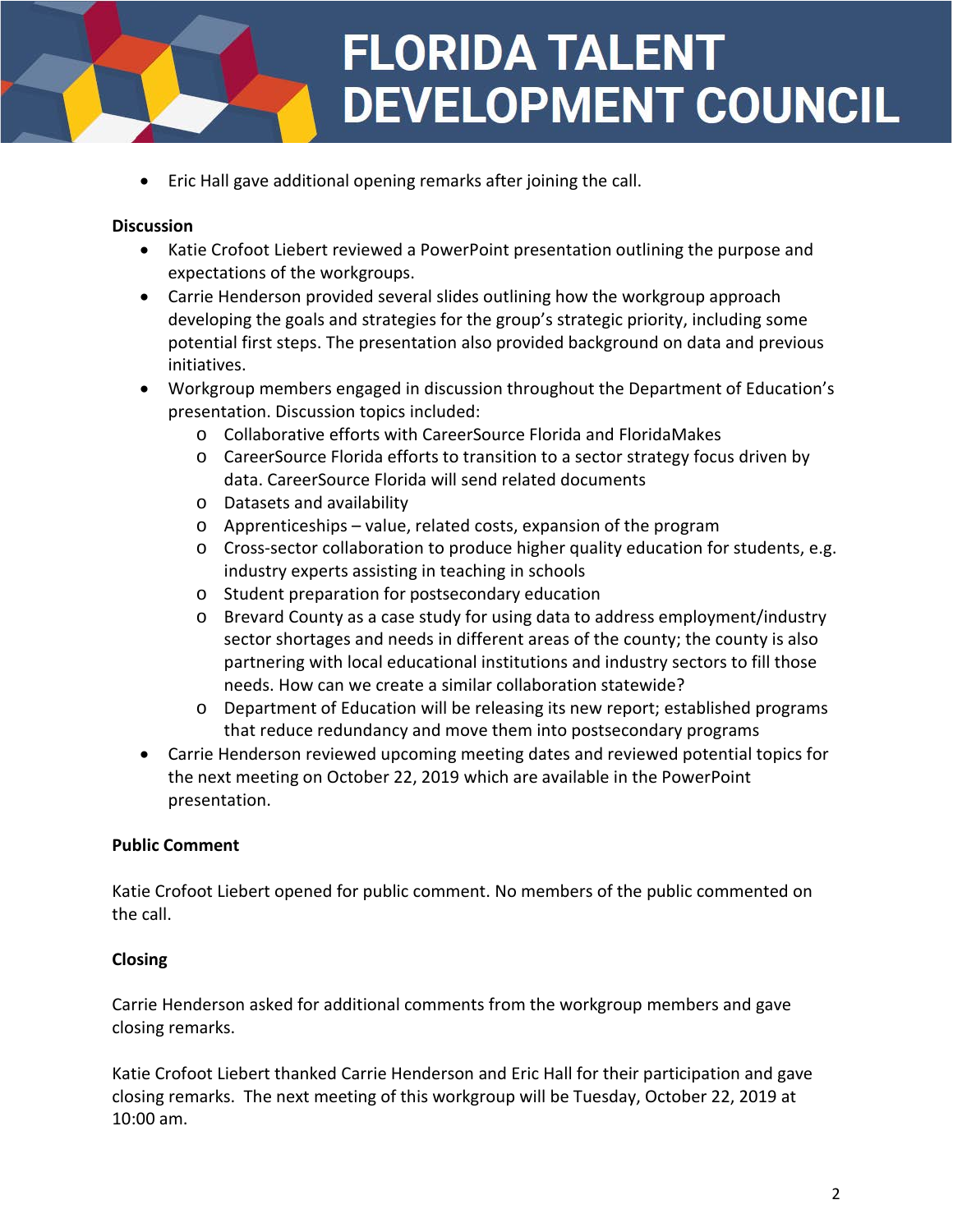- Eric Hall gave additional opening remarks after joining the call.

**Discussion**

- Katie Crofoot Liebert reviewed a PowerPoint presentation outlining the purpose and expectations of the workgroups.
- Carrie Henderson provided several slides outlining how the workgroup approach developing the goals and strategies for the group's strategic priority, including some potential first steps. The presentation also provided background on data and previous initiatives.
- Workgroup members engaged in discussion throughout the Department of Education's presentation. Discussion topics included:
  - Collaborative efforts with CareerSource Florida and FloridaMakes
  - CareerSource Florida efforts to transition to a sector strategy focus driven by data. CareerSource Florida will send related documents
  - Datasets and availability
  - Apprenticeships – value, related costs, expansion of the program
  - Cross-sector collaboration to produce higher quality education for students, e.g. industry experts assisting in teaching in schools
  - Student preparation for postsecondary education
  - Brevard County as a case study for using data to address employment/industry sector shortages and needs in different areas of the county; the county is also partnering with local educational institutions and industry sectors to fill those needs. How can we create a similar collaboration statewide?
  - Department of Education will be releasing its new report; established programs that reduce redundancy and move them into postsecondary programs
- Carrie Henderson reviewed upcoming meeting dates and reviewed potential topics for the next meeting on October 22, 2019 which are available in the PowerPoint presentation.

**Public Comment**

Katie Crofoot Liebert opened for public comment. No members of the public commented on the call.

**Closing**

Carrie Henderson asked for additional comments from the workgroup members and gave closing remarks.

Katie Crofoot Liebert thanked Carrie Henderson and Eric Hall for their participation and gave closing remarks. The next meeting of this workgroup will be Tuesday, October 22, 2019 at 10:00 am.